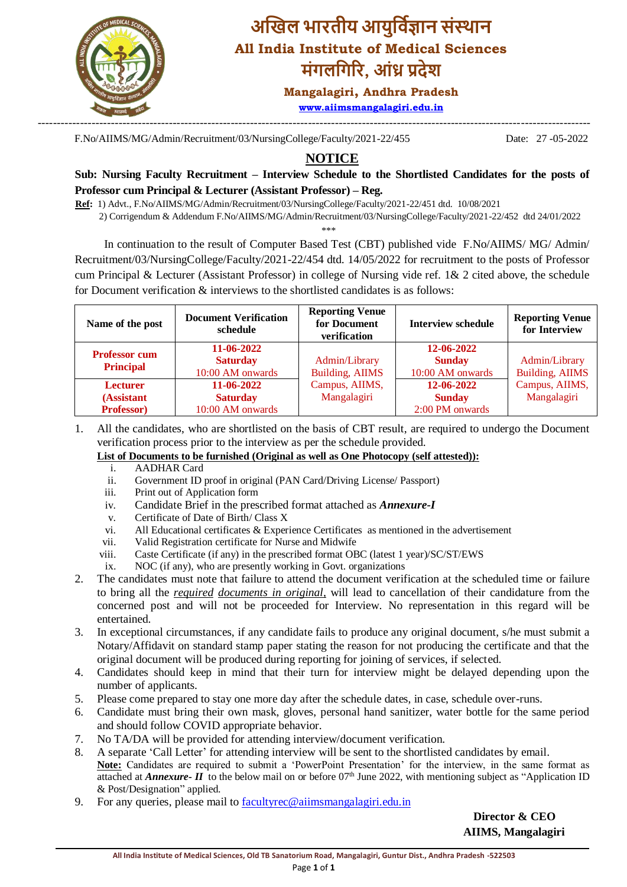# अखिल भारतीय आयुर्विज्ञान संस्थान

## All India Institute of Medical Sciences

## मंगलगिरि, आंध्र प्रदेश

### Mangalagiri, Andhra Pradesh

www.aiimsmangalagiri.edu.in

F.No/AIIMS/MG/Admin/Recruitment/03/NursingCollege/Faculty/2021-22/455 Date: 27-05-2022

## NOTICE

**Sub: Nursing Faculty Recruitment – Interview Schedule to the Shortlisted Candidates for the posts of Professor cum Principal & Lecturer (Assistant Professor) – Reg.**

**Ref:** 1) Advt., F.No/AIIMS/MG/Admin/Recruitment/03/NursingCollege/Faculty/2021-22/451 dtd. 10/08/2021
2) Corrigendum & Addendum F.No/AIIMS/MG/Admin/Recruitment/03/NursingCollege/Faculty/2021-22/452 dtd 24/01/2022

\*\*\*

In continuation to the result of Computer Based Test (CBT) published vide F.No/AIIMS/ MG/ Admin/ Recruitment/03/NursingCollege/Faculty/2021-22/454 dtd. 14/05/2022 for recruitment to the posts of Professor cum Principal & Lecturer (Assistant Professor) in college of Nursing vide ref. 1& 2 cited above, the schedule for Document verification & interviews to the shortlisted candidates is as follows:

| Name of the post | Document Verification schedule | Reporting Venue for Document verification | Interview schedule | Reporting Venue for Interview |
|---|---|---|---|---|
| **Professor cum Principal** | **11-06-2022** **Saturday** 10:00 AM onwards | Admin/Library Building, AIIMS Campus, AIIMS, Mangalagiri | **12-06-2022** **Sunday** 10:00 AM onwards | Admin/Library Building, AIIMS Campus, AIIMS, Mangalagiri |
| **Lecturer (Assistant Professor)** | **11-06-2022** **Saturday** 10:00 AM onwards | | **12-06-2022** **Sunday** 2:00 PM onwards | |

1. All the candidates, who are shortlisted on the basis of CBT result, are required to undergo the Document verification process prior to the interview as per the schedule provided.

   **List of Documents to be furnished (Original as well as One Photocopy (self attested)):**

   i. AADHAR Card
   ii. Government ID proof in original (PAN Card/Driving License/ Passport)
   iii. Print out of Application form
   iv. Candidate Brief in the prescribed format attached as ***Annexure-I***
   v. Certificate of Date of Birth/ Class X
   vi. All Educational certificates & Experience Certificates as mentioned in the advertisement
   vii. Valid Registration certificate for Nurse and Midwife
   viii. Caste Certificate (if any) in the prescribed format OBC (latest 1 year)/SC/ST/EWS
   ix. NOC (if any), who are presently working in Govt. organizations

2. The candidates must note that failure to attend the document verification at the scheduled time or failure to bring all the *required documents in original*, will lead to cancellation of their candidature from the concerned post and will not be proceeded for Interview. No representation in this regard will be entertained.
3. In exceptional circumstances, if any candidate fails to produce any original document, s/he must submit a Notary/Affidavit on standard stamp paper stating the reason for not producing the certificate and that the original document will be produced during reporting for joining of services, if selected.
4. Candidates should keep in mind that their turn for interview might be delayed depending upon the number of applicants.
5. Please come prepared to stay one more day after the schedule dates, in case, schedule over-runs.
6. Candidate must bring their own mask, gloves, personal hand sanitizer, water bottle for the same period and should follow COVID appropriate behavior.
7. No TA/DA will be provided for attending interview/document verification.
8. A separate 'Call Letter' for attending interview will be sent to the shortlisted candidates by email.

   **Note:** Candidates are required to submit a 'PowerPoint Presentation' for the interview, in the same format as attached at ***Annexure- II*** to the below mail on or before 07th June 2022, with mentioning subject as "Application ID & Post/Designation" applied.
9. For any queries, please mail to facultyrec@aiimsmangalagiri.edu.in

**Director & CEO**
**AIIMS, Mangalagiri**

All India Institute of Medical Sciences, Old TB Sanatorium Road, Mangalagiri, Guntur Dist., Andhra Pradesh -522503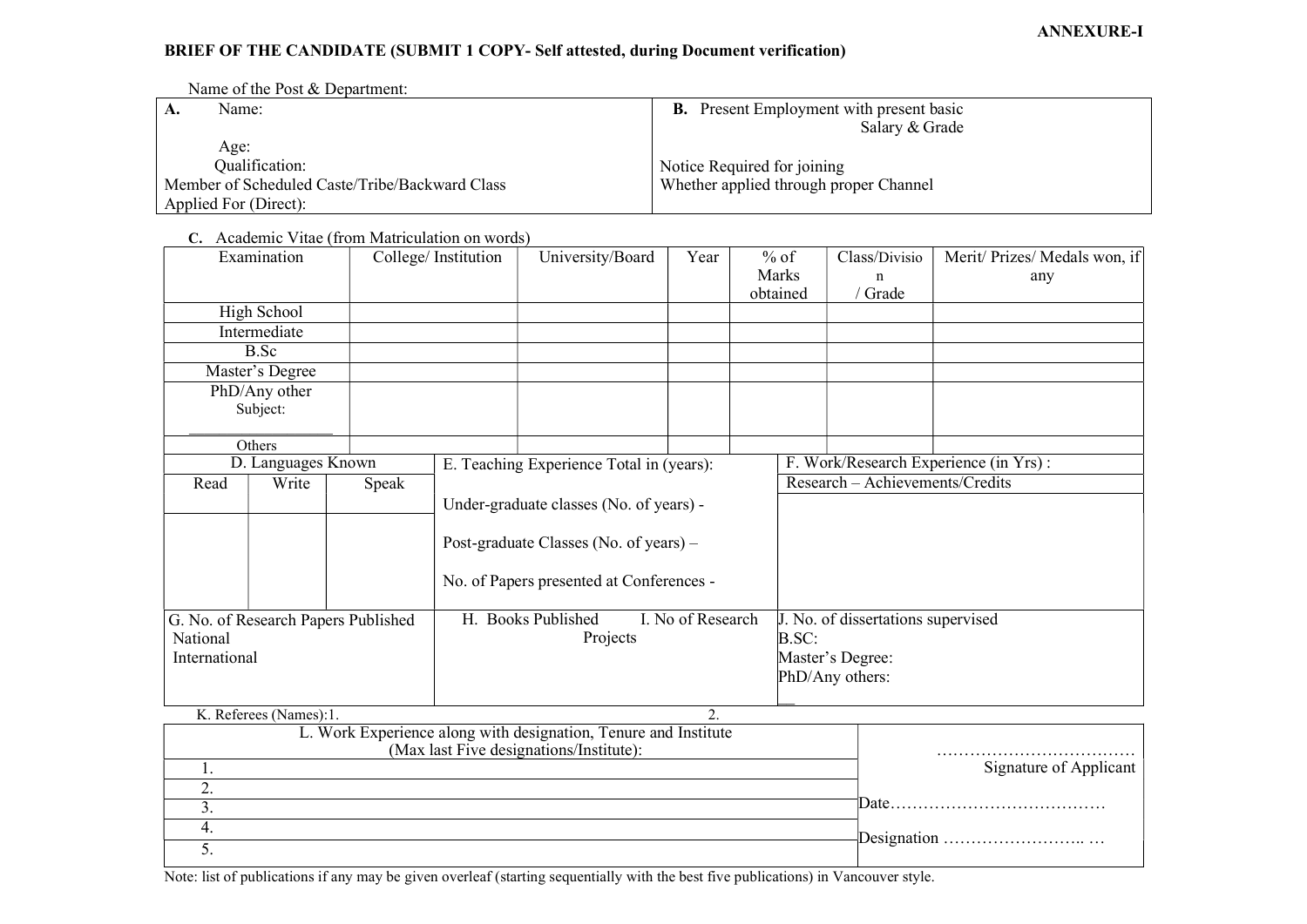ANNEXURE-I

**BRIEF OF THE CANDIDATE (SUBMIT 1 COPY- Self attested, during Document verification)**

Name of the Post & Department:

| **A.** Name: Age: Qualification: Member of Scheduled Caste/Tribe/Backward Class Applied For (Direct): | **B.** Present Employment with present basic Salary & Grade Notice Required for joining Whether applied through proper Channel |
|---|---|

**C.** Academic Vitae (from Matriculation on words)

| Examination | College/ Institution | University/Board | Year | % of Marks obtained | Class/Division / Grade | Merit/ Prizes/ Medals won, if any |
|---|---|---|---|---|---|---|
| High School | | | | | | |
| Intermediate | | | | | | |
| B.Sc | | | | | | |
| Master's Degree | | | | | | |
| PhD/Any other Subject: ______ | | | | | | |
| Others | | | | | | |

| D. Languages Known | | | E. Teaching Experience Total in (years): | F. Work/Research Experience (in Yrs) : |
|---|---|---|---|---|
| Read | Write | Speak | Under-graduate classes (No. of years) - Post-graduate Classes (No. of years) – No. of Papers presented at Conferences - | Research – Achievements/Credits |
| | | | | |

| G. No. of Research Papers Published National International | H. Books Published | I. No of Research Projects | J. No. of dissertations supervised B.SC: Master's Degree: PhD/Any others: |
|---|---|---|---|

K. Referees (Names):1. 2.

| L. Work Experience along with designation, Tenure and Institute (Max last Five designations/Institute): | ……………………………… Signature of Applicant |
|---|---|
| 1. | |
| 2. | |
| 3. | Date………………………………… |
| 4. | |
| 5. | Designation …………………….. … |

Note: list of publications if any may be given overleaf (starting sequentially with the best five publications) in Vancouver style.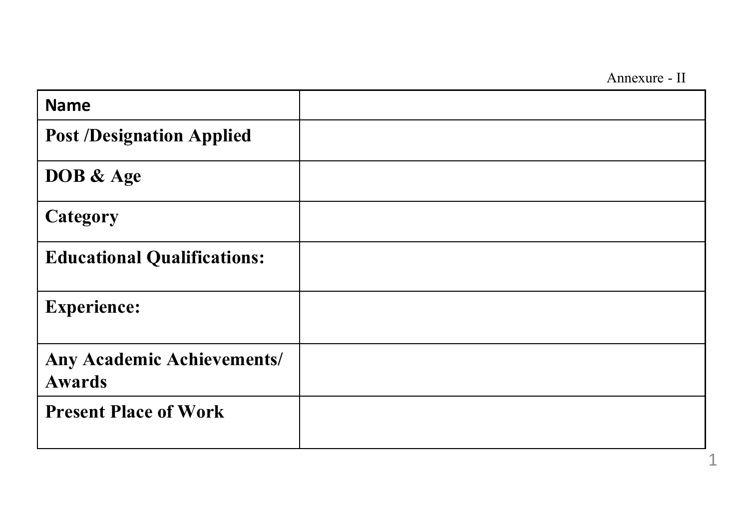Annexure - II

| | |
|---|---|
| **Name** | |
| **Post /Designation Applied** | |
| **DOB & Age** | |
| **Category** | |
| **Educational Qualifications:** | |
| **Experience:** | |
| **Any Academic Achievements/ Awards** | |
| **Present Place of Work** | |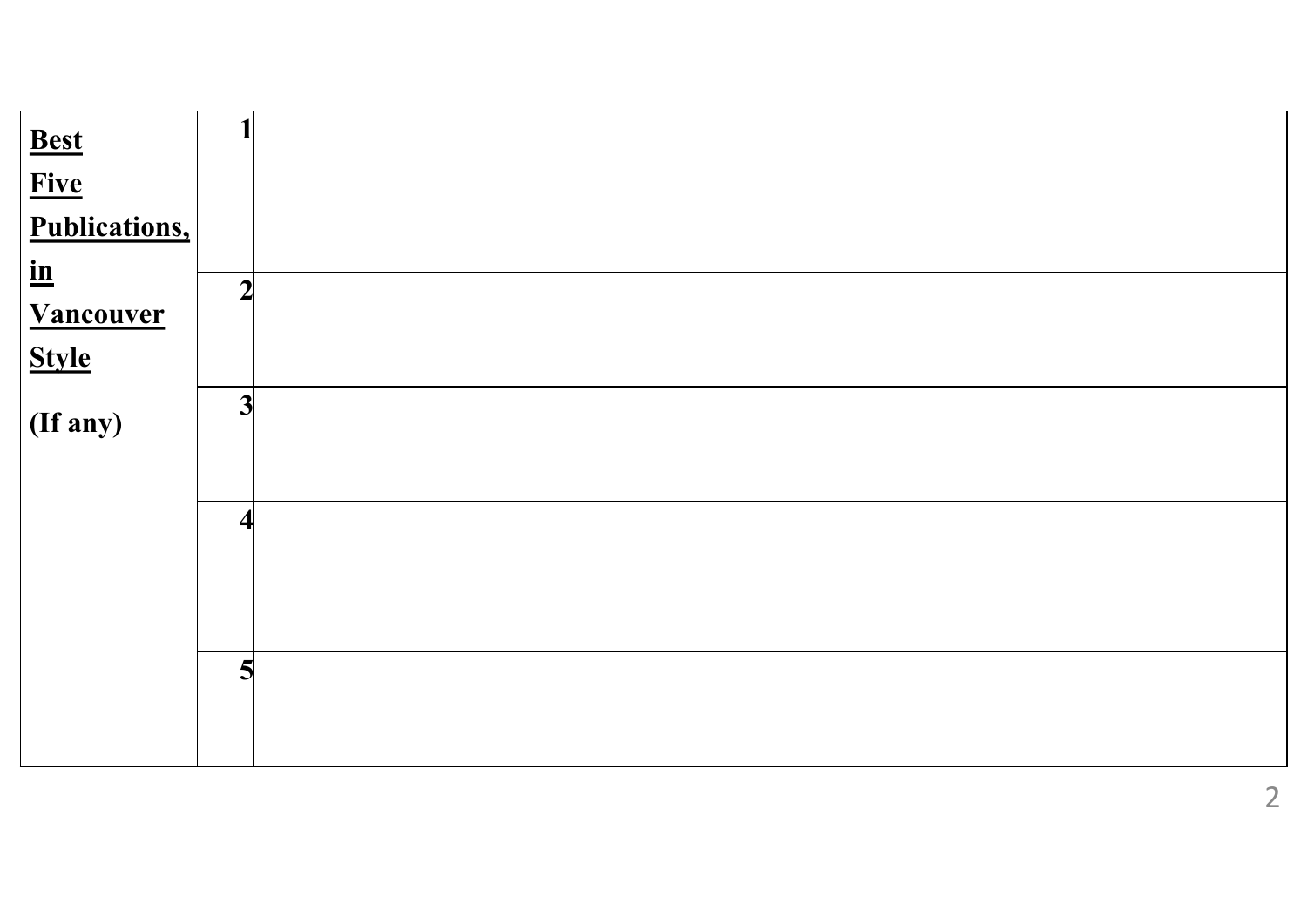| | | |
|---|---|---|
| **Best Five Publications, in Vancouver Style** **(If any)** | **1** | |
| | **2** | |
| | **3** | |
| | **4** | |
| | **5** | |